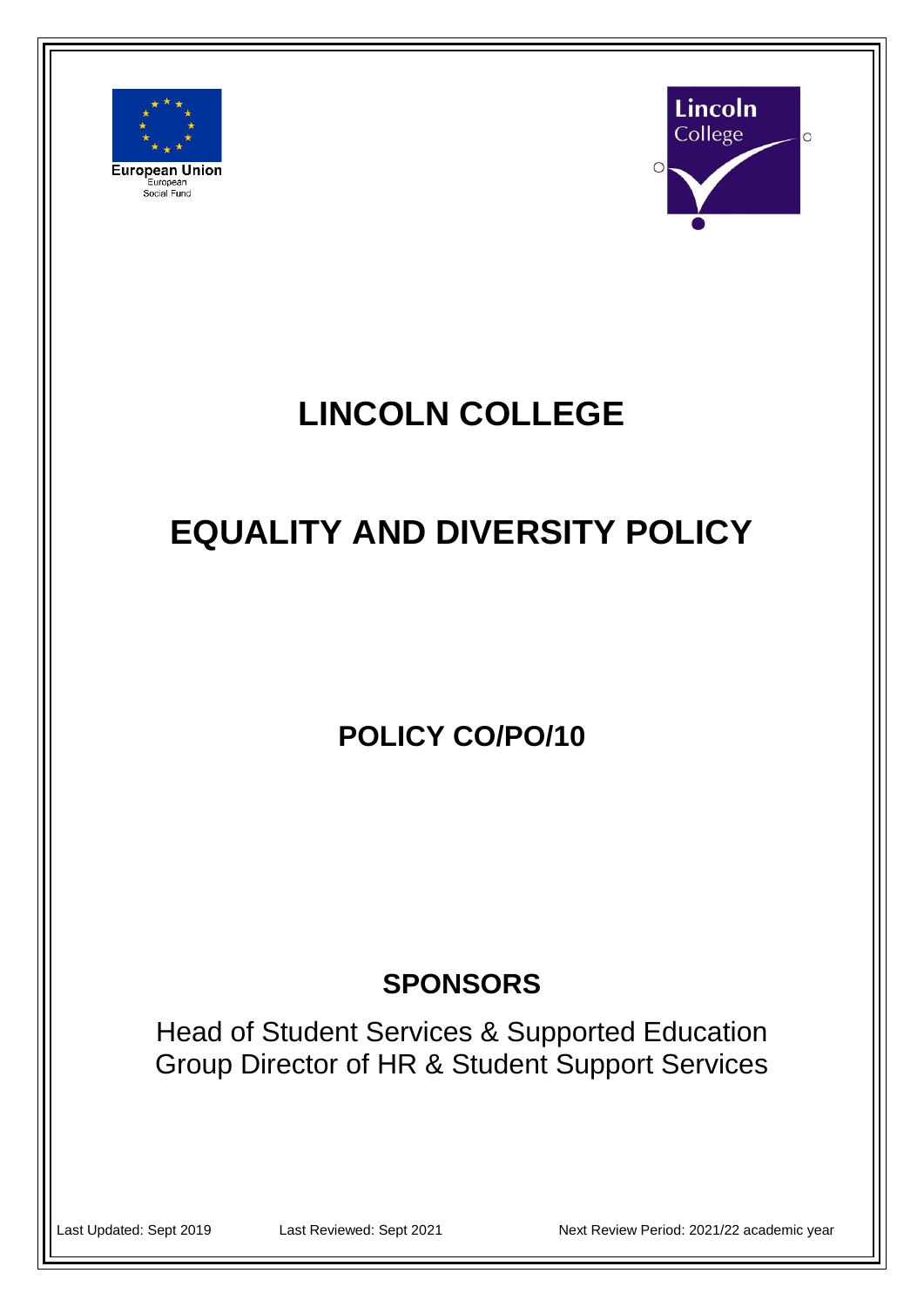European Union
European
Social Fund

Lincoln
College

# LINCOLN COLLEGE

# EQUALITY AND DIVERSITY POLICY

## POLICY CO/PO/10

## SPONSORS

Head of Student Services & Supported Education
Group Director of HR & Student Support Services

Last Updated: Sept 2019 Last Reviewed: Sept 2021 Next Review Period: 2021/22 academic year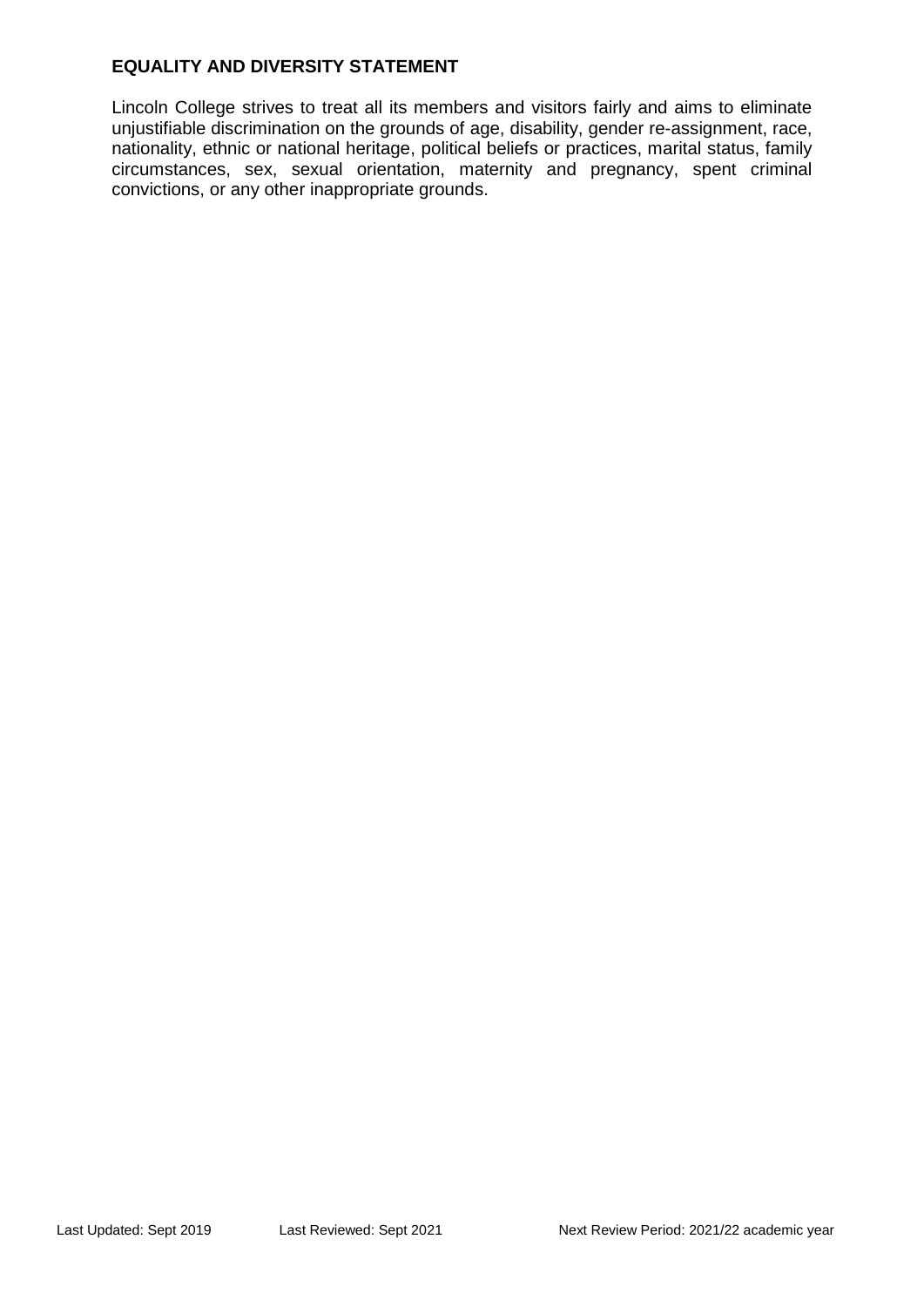## EQUALITY AND DIVERSITY STATEMENT

Lincoln College strives to treat all its members and visitors fairly and aims to eliminate unjustifiable discrimination on the grounds of age, disability, gender re-assignment, race, nationality, ethnic or national heritage, political beliefs or practices, marital status, family circumstances, sex, sexual orientation, maternity and pregnancy, spent criminal convictions, or any other inappropriate grounds.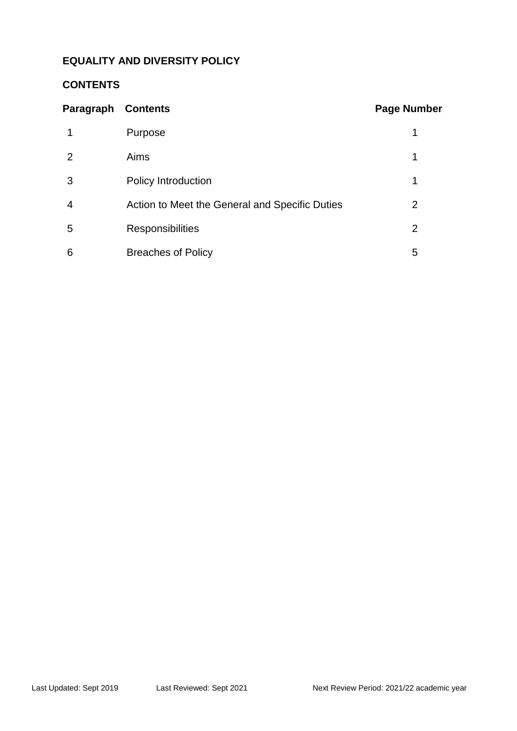**EQUALITY AND DIVERSITY POLICY**

**CONTENTS**

| Paragraph | Contents | Page Number |
| --- | --- | --- |
| 1 | Purpose | 1 |
| 2 | Aims | 1 |
| 3 | Policy Introduction | 1 |
| 4 | Action to Meet the General and Specific Duties | 2 |
| 5 | Responsibilities | 2 |
| 6 | Breaches of Policy | 5 |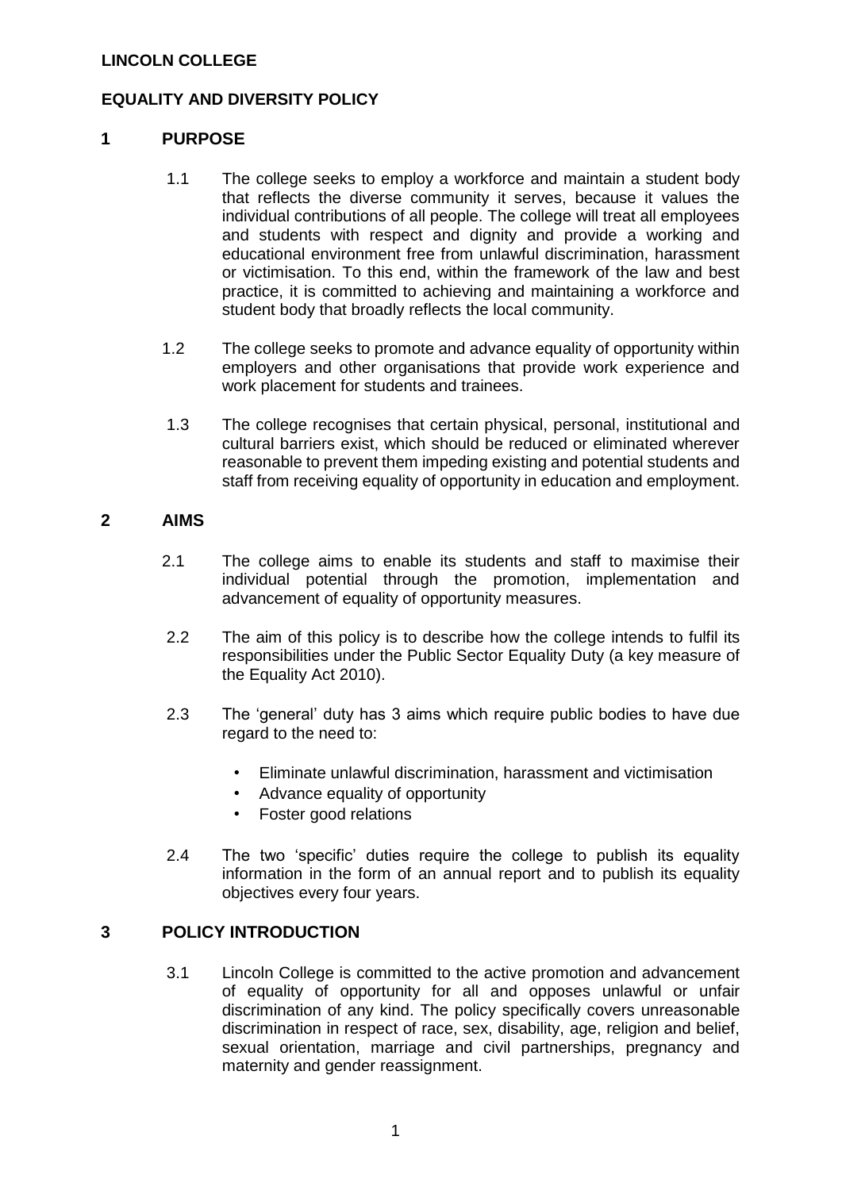**LINCOLN COLLEGE**

**EQUALITY AND DIVERSITY POLICY**

## 1 PURPOSE

1.1 The college seeks to employ a workforce and maintain a student body that reflects the diverse community it serves, because it values the individual contributions of all people. The college will treat all employees and students with respect and dignity and provide a working and educational environment free from unlawful discrimination, harassment or victimisation. To this end, within the framework of the law and best practice, it is committed to achieving and maintaining a workforce and student body that broadly reflects the local community.

1.2 The college seeks to promote and advance equality of opportunity within employers and other organisations that provide work experience and work placement for students and trainees.

1.3 The college recognises that certain physical, personal, institutional and cultural barriers exist, which should be reduced or eliminated wherever reasonable to prevent them impeding existing and potential students and staff from receiving equality of opportunity in education and employment.

## 2 AIMS

2.1 The college aims to enable its students and staff to maximise their individual potential through the promotion, implementation and advancement of equality of opportunity measures.

2.2 The aim of this policy is to describe how the college intends to fulfil its responsibilities under the Public Sector Equality Duty (a key measure of the Equality Act 2010).

2.3 The 'general' duty has 3 aims which require public bodies to have due regard to the need to:

- Eliminate unlawful discrimination, harassment and victimisation
- Advance equality of opportunity
- Foster good relations

2.4 The two 'specific' duties require the college to publish its equality information in the form of an annual report and to publish its equality objectives every four years.

## 3 POLICY INTRODUCTION

3.1 Lincoln College is committed to the active promotion and advancement of equality of opportunity for all and opposes unlawful or unfair discrimination of any kind. The policy specifically covers unreasonable discrimination in respect of race, sex, disability, age, religion and belief, sexual orientation, marriage and civil partnerships, pregnancy and maternity and gender reassignment.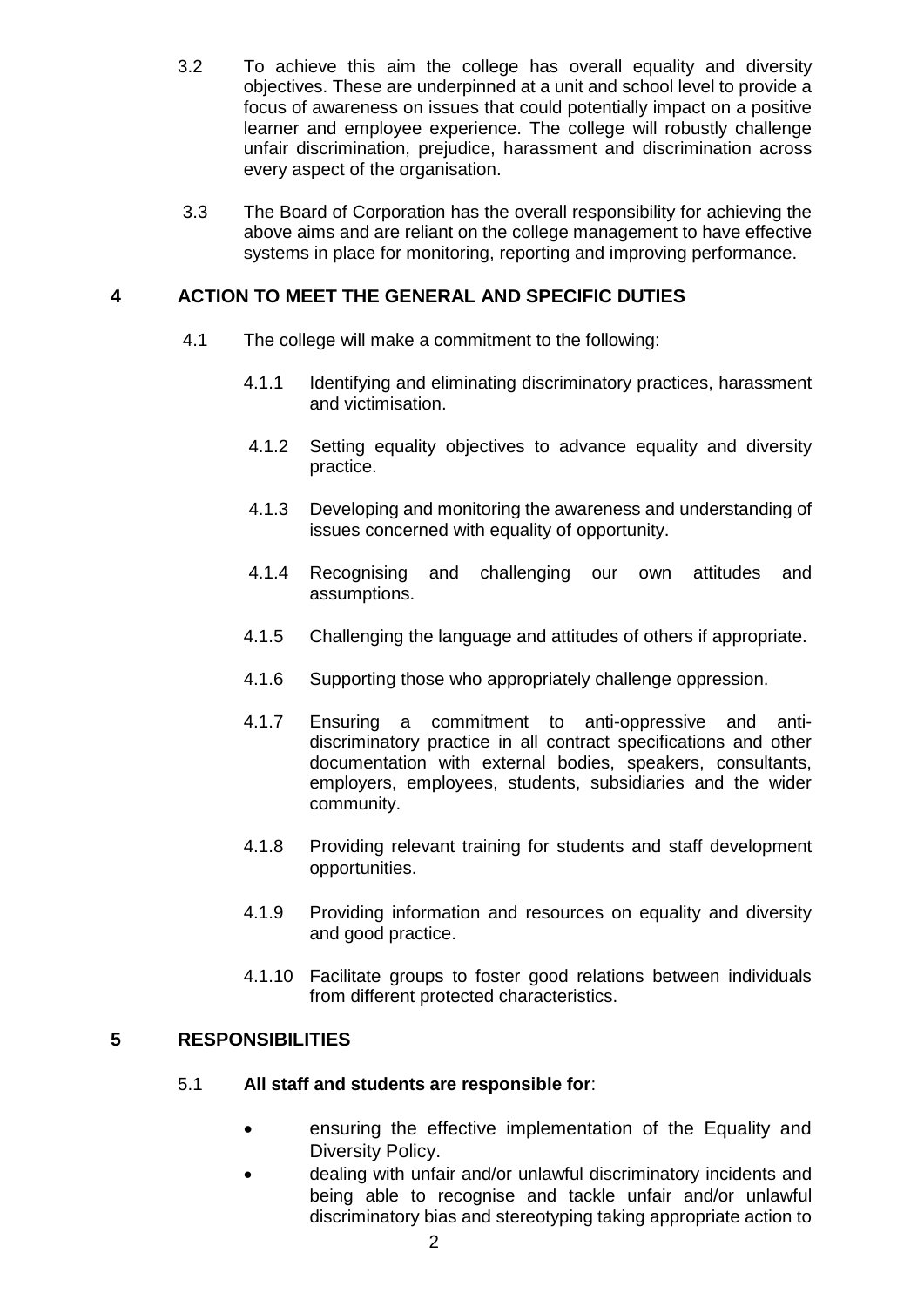3.2 To achieve this aim the college has overall equality and diversity objectives. These are underpinned at a unit and school level to provide a focus of awareness on issues that could potentially impact on a positive learner and employee experience. The college will robustly challenge unfair discrimination, prejudice, harassment and discrimination across every aspect of the organisation.

3.3 The Board of Corporation has the overall responsibility for achieving the above aims and are reliant on the college management to have effective systems in place for monitoring, reporting and improving performance.

## 4 ACTION TO MEET THE GENERAL AND SPECIFIC DUTIES

4.1 The college will make a commitment to the following:

4.1.1 Identifying and eliminating discriminatory practices, harassment and victimisation.

4.1.2 Setting equality objectives to advance equality and diversity practice.

4.1.3 Developing and monitoring the awareness and understanding of issues concerned with equality of opportunity.

4.1.4 Recognising and challenging our own attitudes and assumptions.

4.1.5 Challenging the language and attitudes of others if appropriate.

4.1.6 Supporting those who appropriately challenge oppression.

4.1.7 Ensuring a commitment to anti-oppressive and anti-discriminatory practice in all contract specifications and other documentation with external bodies, speakers, consultants, employers, employees, students, subsidiaries and the wider community.

4.1.8 Providing relevant training for students and staff development opportunities.

4.1.9 Providing information and resources on equality and diversity and good practice.

4.1.10 Facilitate groups to foster good relations between individuals from different protected characteristics.

## 5 RESPONSIBILITIES

5.1 **All staff and students are responsible for**:

- ensuring the effective implementation of the Equality and Diversity Policy.
- dealing with unfair and/or unlawful discriminatory incidents and being able to recognise and tackle unfair and/or unlawful discriminatory bias and stereotyping taking appropriate action to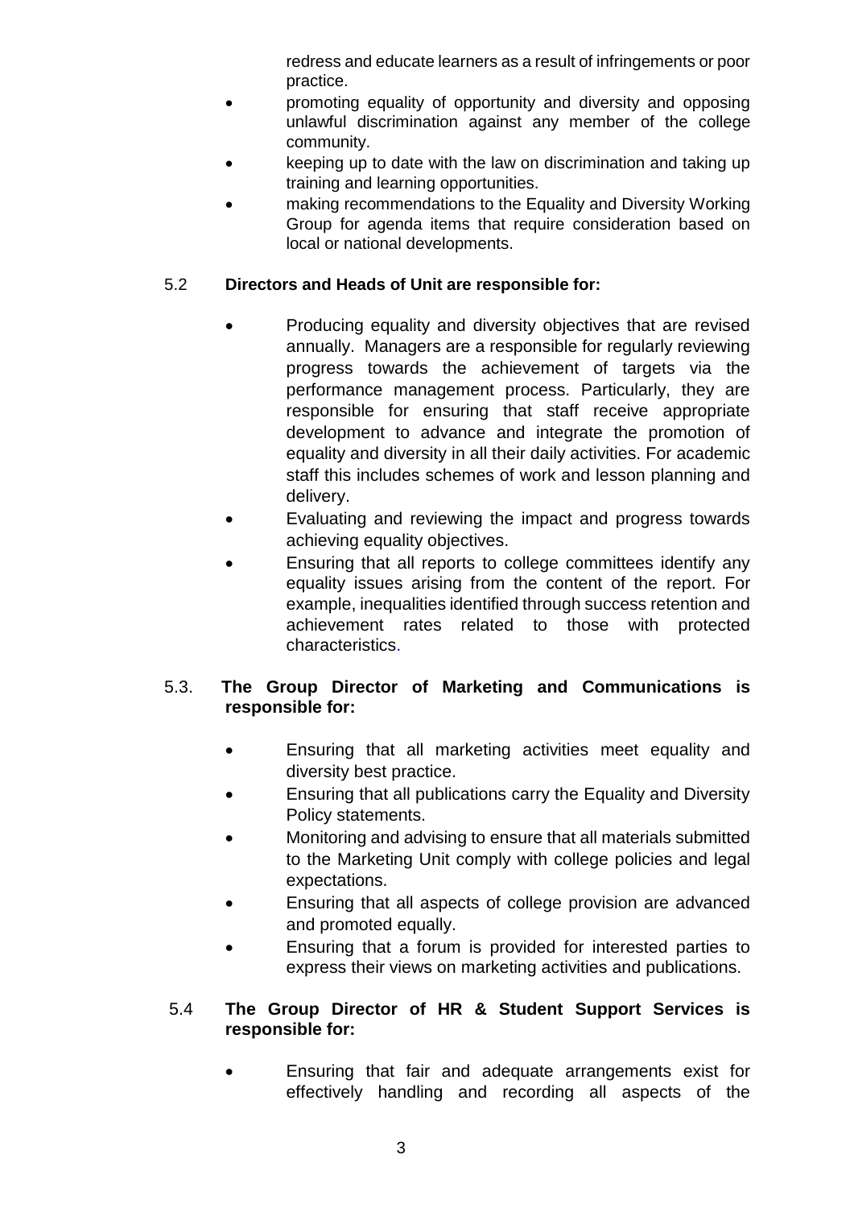redress and educate learners as a result of infringements or poor practice.

- promoting equality of opportunity and diversity and opposing unlawful discrimination against any member of the college community.
- keeping up to date with the law on discrimination and taking up training and learning opportunities.
- making recommendations to the Equality and Diversity Working Group for agenda items that require consideration based on local or national developments.

5.2 **Directors and Heads of Unit are responsible for:**

- Producing equality and diversity objectives that are revised annually. Managers are a responsible for regularly reviewing progress towards the achievement of targets via the performance management process. Particularly, they are responsible for ensuring that staff receive appropriate development to advance and integrate the promotion of equality and diversity in all their daily activities. For academic staff this includes schemes of work and lesson planning and delivery.
- Evaluating and reviewing the impact and progress towards achieving equality objectives.
- Ensuring that all reports to college committees identify any equality issues arising from the content of the report. For example, inequalities identified through success retention and achievement rates related to those with protected characteristics.

5.3. **The Group Director of Marketing and Communications is responsible for:**

- Ensuring that all marketing activities meet equality and diversity best practice.
- Ensuring that all publications carry the Equality and Diversity Policy statements.
- Monitoring and advising to ensure that all materials submitted to the Marketing Unit comply with college policies and legal expectations.
- Ensuring that all aspects of college provision are advanced and promoted equally.
- Ensuring that a forum is provided for interested parties to express their views on marketing activities and publications.

5.4 **The Group Director of HR & Student Support Services is responsible for:**

- Ensuring that fair and adequate arrangements exist for effectively handling and recording all aspects of the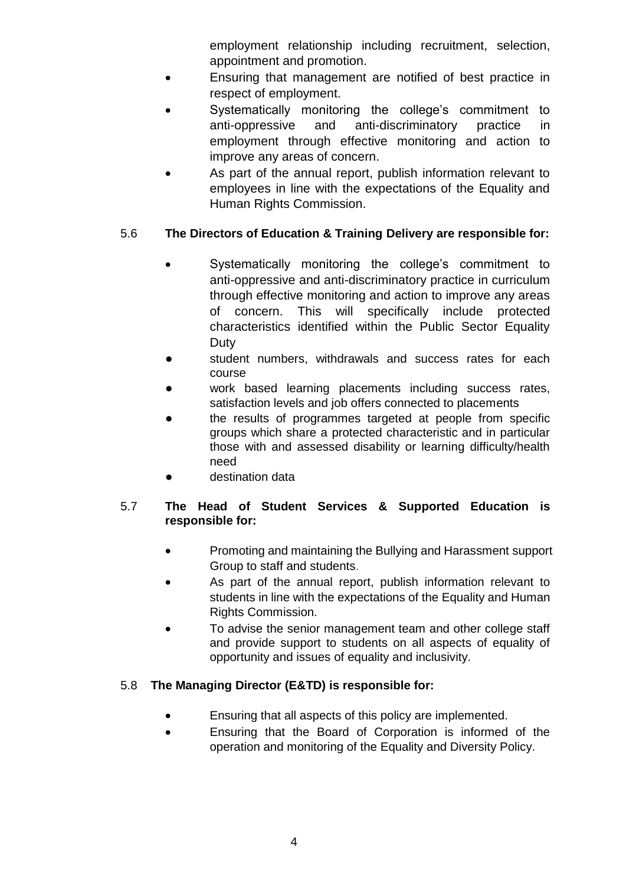employment relationship including recruitment, selection, appointment and promotion.

- Ensuring that management are notified of best practice in respect of employment.
- Systematically monitoring the college's commitment to anti-oppressive and anti-discriminatory practice in employment through effective monitoring and action to improve any areas of concern.
- As part of the annual report, publish information relevant to employees in line with the expectations of the Equality and Human Rights Commission.

5.6 **The Directors of Education & Training Delivery are responsible for:**

- Systematically monitoring the college's commitment to anti-oppressive and anti-discriminatory practice in curriculum through effective monitoring and action to improve any areas of concern. This will specifically include protected characteristics identified within the Public Sector Equality Duty
- student numbers, withdrawals and success rates for each course
- work based learning placements including success rates, satisfaction levels and job offers connected to placements
- the results of programmes targeted at people from specific groups which share a protected characteristic and in particular those with and assessed disability or learning difficulty/health need
- destination data

5.7 **The Head of Student Services & Supported Education is responsible for:**

- Promoting and maintaining the Bullying and Harassment support Group to staff and students.
- As part of the annual report, publish information relevant to students in line with the expectations of the Equality and Human Rights Commission.
- To advise the senior management team and other college staff and provide support to students on all aspects of equality of opportunity and issues of equality and inclusivity.

5.8 **The Managing Director (E&TD) is responsible for:**

- Ensuring that all aspects of this policy are implemented.
- Ensuring that the Board of Corporation is informed of the operation and monitoring of the Equality and Diversity Policy.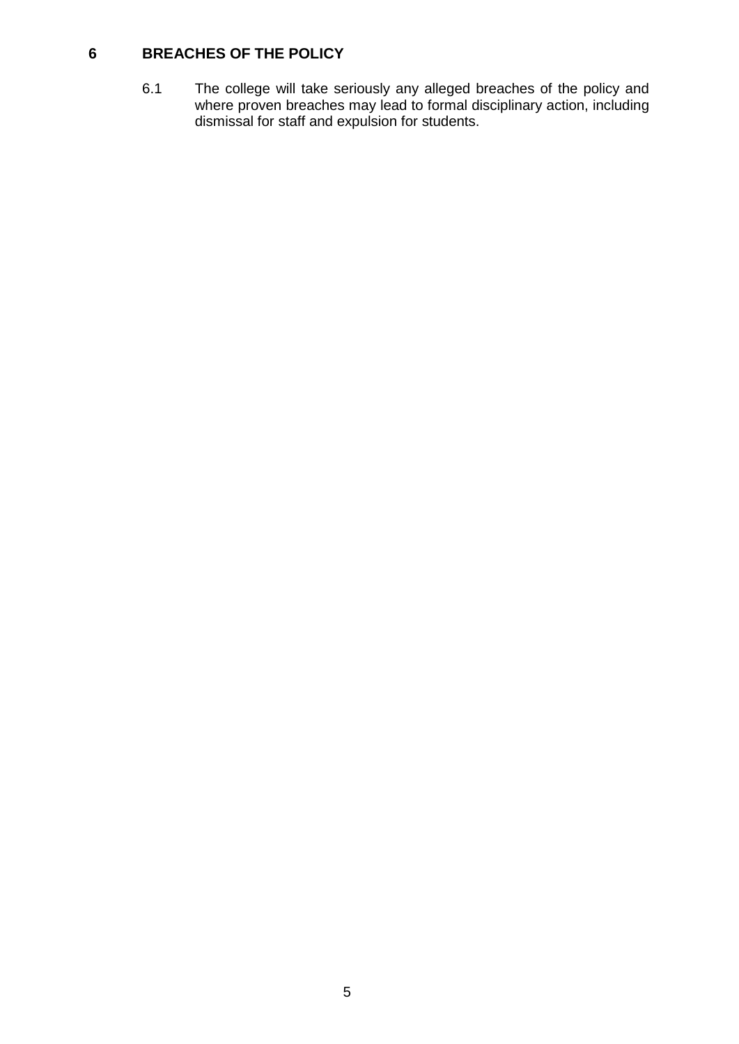## 6 BREACHES OF THE POLICY

6.1 The college will take seriously any alleged breaches of the policy and where proven breaches may lead to formal disciplinary action, including dismissal for staff and expulsion for students.